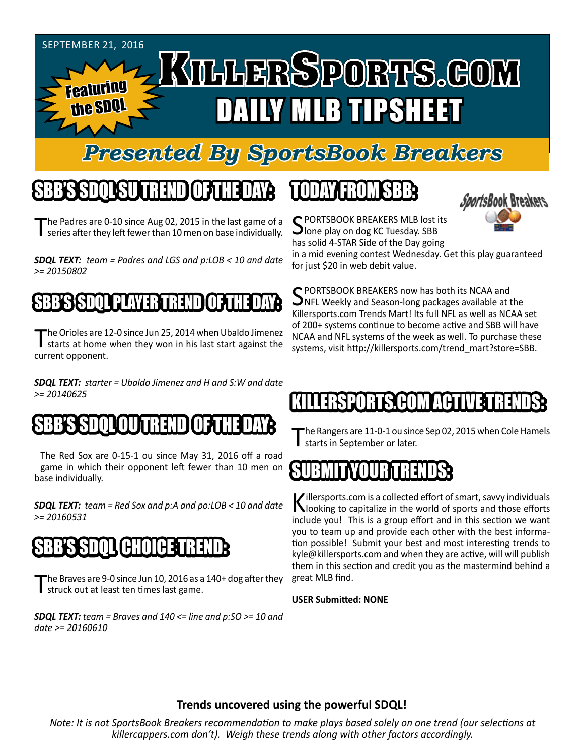SEPTEMBER 21, 2016

Featuring the SDQL

# KILLERSPORTS.COM DAILY MLB TIPSHEET

## Presented By SportsBook Breakers

## SBB'S SDQL SU TREND OF THE DAY:

The Padres are 0-10 since Aug 02, 2015 in the last game of a series after they left fewer than 10 men on base individually.

***SDQL TEXT:** team = Padres and LGS and p:LOB < 10 and date >= 20150802*

## SBB'S SDQL PLAYER TREND OF THE DAY:

The Orioles are 12-0 since Jun 25, 2014 when Ubaldo Jimenez starts at home when they won in his last start against the current opponent.

***SDQL TEXT:** starter = Ubaldo Jimenez and H and S:W and date >= 20140625*

## SBB'S SDQL OU TREND OF THE DAY:

The Red Sox are 0-15-1 ou since May 31, 2016 off a road game in which their opponent left fewer than 10 men on base individually.

***SDQL TEXT:** team = Red Sox and p:A and po:LOB < 10 and date >= 20160531*

## SBB'S SDQL CHOICE TREND:

The Braves are 9-0 since Jun 10, 2016 as a 140+ dog after they struck out at least ten times last game.

***SDQL TEXT:** team = Braves and 140 <= line and p:SO >= 10 and date >= 20160610*

## TODAY FROM SBB:

SPORTSBOOK BREAKERS MLB lost its lone play on dog KC Tuesday. SBB has solid 4-STAR Side of the Day going in a mid evening contest Wednesday. Get this play guaranteed for just $20 in web debit value.

SPORTSBOOK BREAKERS now has both its NCAA and NFL Weekly and Season-long packages available at the Killersports.com Trends Mart! Its full NFL as well as NCAA set of 200+ systems continue to become active and SBB will have NCAA and NFL systems of the week as well. To purchase these systems, visit http://killersports.com/trend_mart?store=SBB.

## KILLERSPORTS.COM ACTIVE TRENDS:

The Rangers are 11-0-1 ou since Sep 02, 2015 when Cole Hamels starts in September or later.

## SUBMIT YOUR TRENDS:

Killersports.com is a collected effort of smart, savvy individuals looking to capitalize in the world of sports and those efforts include you! This is a group effort and in this section we want you to team up and provide each other with the best information possible! Submit your best and most interesting trends to kyle@killersports.com and when they are active, will will publish them in this section and credit you as the mastermind behind a great MLB find.

**USER Submitted: NONE**

**Trends uncovered using the powerful SDQL!**

*Note: It is not SportsBook Breakers recommendation to make plays based solely on one trend (our selections at killercappers.com don't). Weigh these trends along with other factors accordingly.*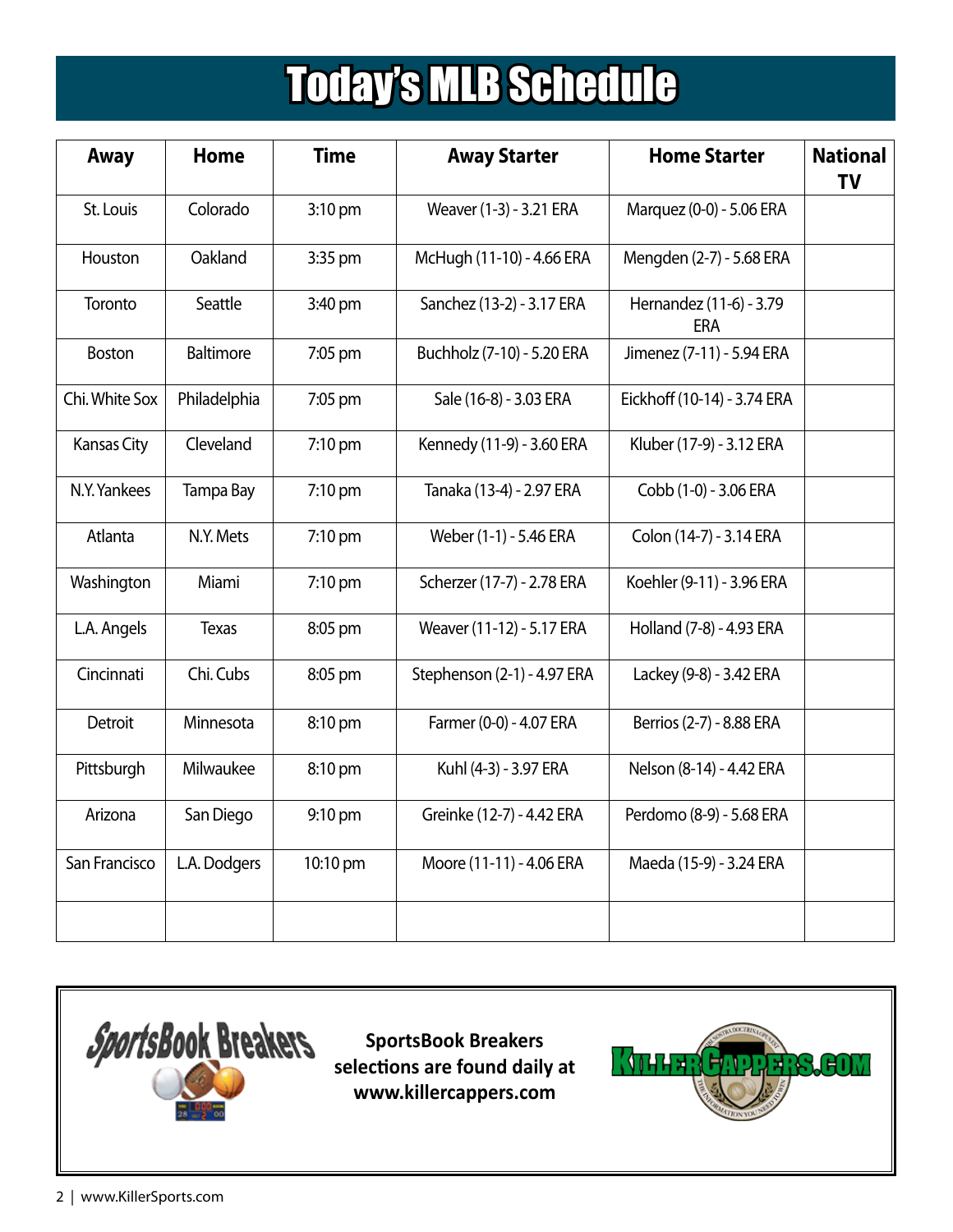# Today's MLB Schedule

| Away | Home | Time | Away Starter | Home Starter | National TV |
|---|---|---|---|---|---|
| St. Louis | Colorado | 3:10 pm | Weaver (1-3) - 3.21 ERA | Marquez (0-0) - 5.06 ERA | |
| Houston | Oakland | 3:35 pm | McHugh (11-10) - 4.66 ERA | Mengden (2-7) - 5.68 ERA | |
| Toronto | Seattle | 3:40 pm | Sanchez (13-2) - 3.17 ERA | Hernandez (11-6) - 3.79 ERA | |
| Boston | Baltimore | 7:05 pm | Buchholz (7-10) - 5.20 ERA | Jimenez (7-11) - 5.94 ERA | |
| Chi. White Sox | Philadelphia | 7:05 pm | Sale (16-8) - 3.03 ERA | Eickhoff (10-14) - 3.74 ERA | |
| Kansas City | Cleveland | 7:10 pm | Kennedy (11-9) - 3.60 ERA | Kluber (17-9) - 3.12 ERA | |
| N.Y. Yankees | Tampa Bay | 7:10 pm | Tanaka (13-4) - 2.97 ERA | Cobb (1-0) - 3.06 ERA | |
| Atlanta | N.Y. Mets | 7:10 pm | Weber (1-1) - 5.46 ERA | Colon (14-7) - 3.14 ERA | |
| Washington | Miami | 7:10 pm | Scherzer (17-7) - 2.78 ERA | Koehler (9-11) - 3.96 ERA | |
| L.A. Angels | Texas | 8:05 pm | Weaver (11-12) - 5.17 ERA | Holland (7-8) - 4.93 ERA | |
| Cincinnati | Chi. Cubs | 8:05 pm | Stephenson (2-1) - 4.97 ERA | Lackey (9-8) - 3.42 ERA | |
| Detroit | Minnesota | 8:10 pm | Farmer (0-0) - 4.07 ERA | Berrios (2-7) - 8.88 ERA | |
| Pittsburgh | Milwaukee | 8:10 pm | Kuhl (4-3) - 3.97 ERA | Nelson (8-14) - 4.42 ERA | |
| Arizona | San Diego | 9:10 pm | Greinke (12-7) - 4.42 ERA | Perdomo (8-9) - 5.68 ERA | |
| San Francisco | L.A. Dodgers | 10:10 pm | Moore (11-11) - 4.06 ERA | Maeda (15-9) - 3.24 ERA | |
| | | | | | |

SportsBook Breakers

**SportsBook Breakers selections are found daily at www.killercappers.com**

KILLERCAPPERS.COM